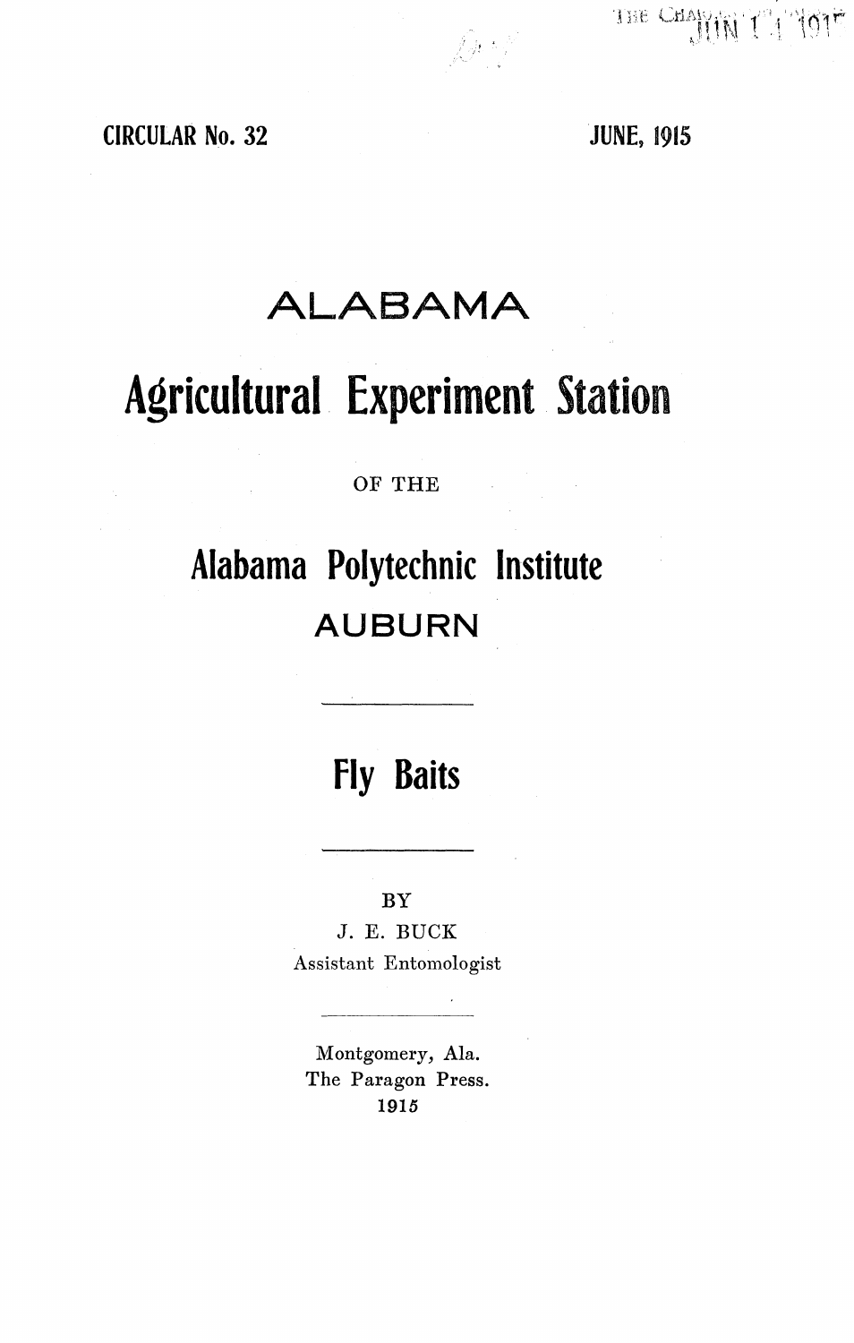CIRCULAR No. 32

JUNE, 1915

# ALABAMA

# Agricultural Experiment Station

OF THE

# Alabama Polytechnic Institute

# AUBURN

---

# Fly Baits

---

BY

J. E. BUCK

Assistant Entomologist

---

Montgomery, Ala.
The Paragon Press.
1915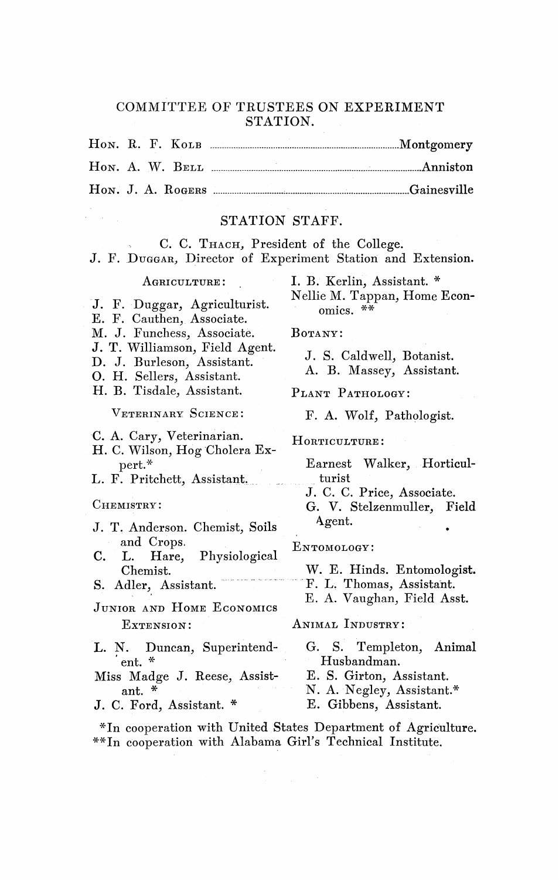## COMMITTEE OF TRUSTEES ON EXPERIMENT STATION.

HON. R. F. KOLB ........................................ Montgomery

HON. A. W. BELL ........................................ Anniston

HON. J. A. ROGERS ........................................ Gainesville

## STATION STAFF.

C. C. THACH, President of the College.

J. F. DUGGAR, Director of Experiment Station and Extension.

AGRICULTURE:

J. F. Duggar, Agriculturist.
E. F. Cauthen, Associate.
M. J. Funchess, Associate.
J. T. Williamson, Field Agent.
D. J. Burleson, Assistant.
O. H. Sellers, Assistant.
H. B. Tisdale, Assistant.

VETERINARY SCIENCE:

C. A. Cary, Veterinarian.
H. C. Wilson, Hog Cholera Expert.*
L. F. Pritchett, Assistant.

CHEMISTRY:

J. T. Anderson. Chemist, Soils and Crops.
C. L. Hare, Physiological Chemist.
S. Adler, Assistant.

JUNIOR AND HOME ECONOMICS EXTENSION:

L. N. Duncan, Superintendent. *
Miss Madge J. Reese, Assistant. *
J. C. Ford, Assistant. *
I. B. Kerlin, Assistant. *
Nellie M. Tappan, Home Economics. **

BOTANY:

J. S. Caldwell, Botanist.
A. B. Massey, Assistant.

PLANT PATHOLOGY:

F. A. Wolf, Pathologist.

HORTICULTURE:

Earnest Walker, Horticulturist
J. C. C. Price, Associate.
G. V. Stelzenmuller, Field Agent.

ENTOMOLOGY:

W. E. Hinds. Entomologist.
F. L. Thomas, Assistant.
E. A. Vaughan, Field Asst.

ANIMAL INDUSTRY:

G. S. Templeton, Animal Husbandman.
E. S. Girton, Assistant.
N. A. Negley, Assistant.*
E. Gibbens, Assistant.

*In cooperation with United States Department of Agriculture.
**In cooperation with Alabama Girl's Technical Institute.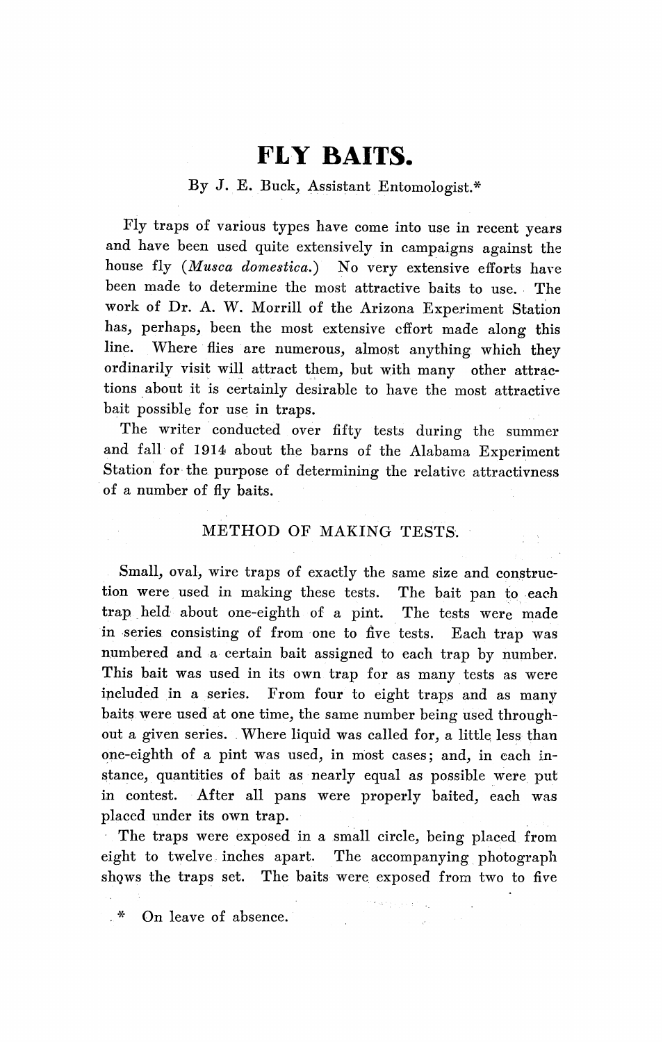# FLY BAITS.

By J. E. Buck, Assistant Entomologist.*

Fly traps of various types have come into use in recent years and have been used quite extensively in campaigns against the house fly (*Musca domestica.*) No very extensive efforts have been made to determine the most attractive baits to use. The work of Dr. A. W. Morrill of the Arizona Experiment Station has, perhaps, been the most extensive effort made along this line. Where flies are numerous, almost anything which they ordinarily visit will attract them, but with many other attractions about it is certainly desirable to have the most attractive bait possible for use in traps.

The writer conducted over fifty tests during the summer and fall of 1914 about the barns of the Alabama Experiment Station for the purpose of determining the relative attractivness of a number of fly baits.

## METHOD OF MAKING TESTS.

Small, oval, wire traps of exactly the same size and construction were used in making these tests. The bait pan to each trap held about one-eighth of a pint. The tests were made in series consisting of from one to five tests. Each trap was numbered and a certain bait assigned to each trap by number. This bait was used in its own trap for as many tests as were included in a series. From four to eight traps and as many baits were used at one time, the same number being used throughout a given series. Where liquid was called for, a little less than one-eighth of a pint was used, in most cases; and, in each instance, quantities of bait as nearly equal as possible were put in contest. After all pans were properly baited, each was placed under its own trap.

The traps were exposed in a small circle, being placed from eight to twelve inches apart. The accompanying photograph shows the traps set. The baits were exposed from two to five

\* On leave of absence.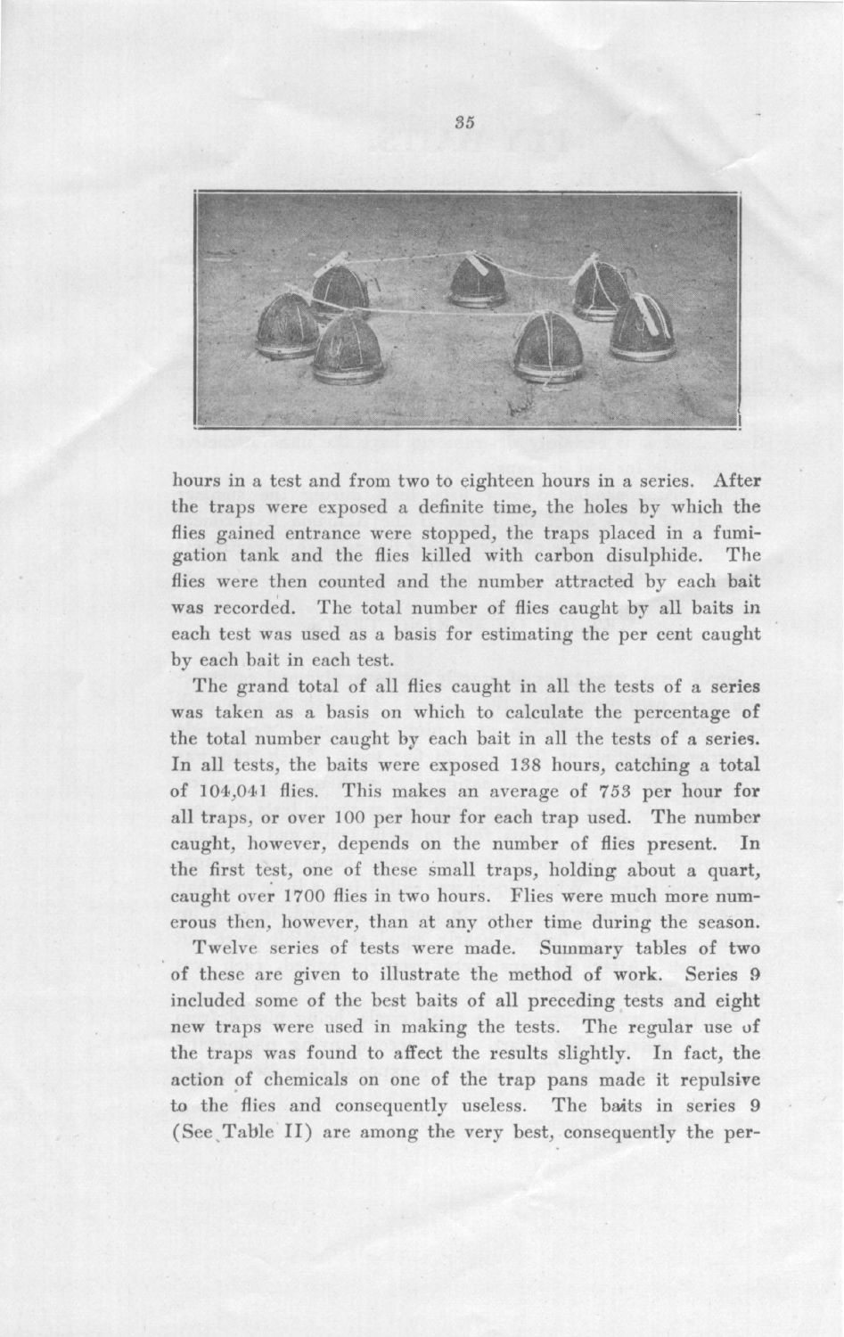hours in a test and from two to eighteen hours in a series. After the traps were exposed a definite time, the holes by which the flies gained entrance were stopped, the traps placed in a fumigation tank and the flies killed with carbon disulphide. The flies were then counted and the number attracted by each bait was recorded. The total number of flies caught by all baits in each test was used as a basis for estimating the per cent caught by each bait in each test.

The grand total of all flies caught in all the tests of a series was taken as a basis on which to calculate the percentage of the total number caught by each bait in all the tests of a series. In all tests, the baits were exposed 138 hours, catching a total of 104,041 flies. This makes an average of 753 per hour for all traps, or over 100 per hour for each trap used. The number caught, however, depends on the number of flies present. In the first test, one of these small traps, holding about a quart, caught over 1700 flies in two hours. Flies were much more numerous then, however, than at any other time during the season.

Twelve series of tests were made. Summary tables of two of these are given to illustrate the method of work. Series 9 included some of the best baits of all preceding tests and eight new traps were used in making the tests. The regular use of the traps was found to affect the results slightly. In fact, the action of chemicals on one of the trap pans made it repulsive to the flies and consequently useless. The baits in series 9 (See Table II) are among the very best, consequently the per-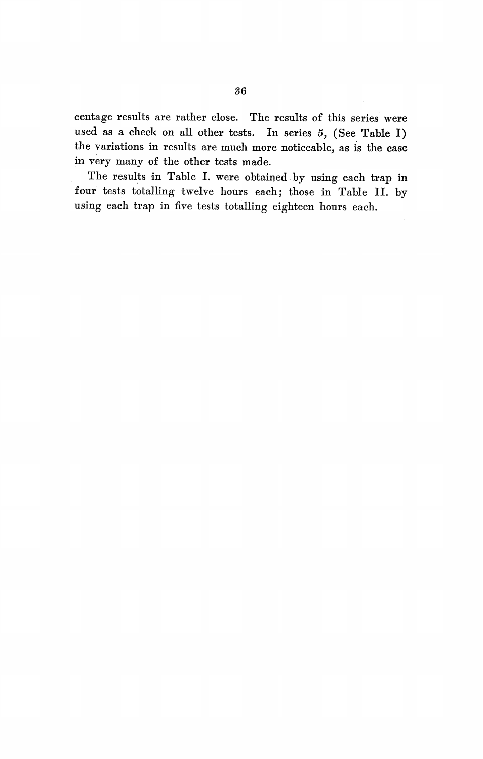centage results are rather close. The results of this series were used as a check on all other tests. In series 5, (See Table I) the variations in results are much more noticeable, as is the case in very many of the other tests made.

The results in Table I. were obtained by using each trap in four tests totalling twelve hours each; those in Table II. by using each trap in five tests totalling eighteen hours each.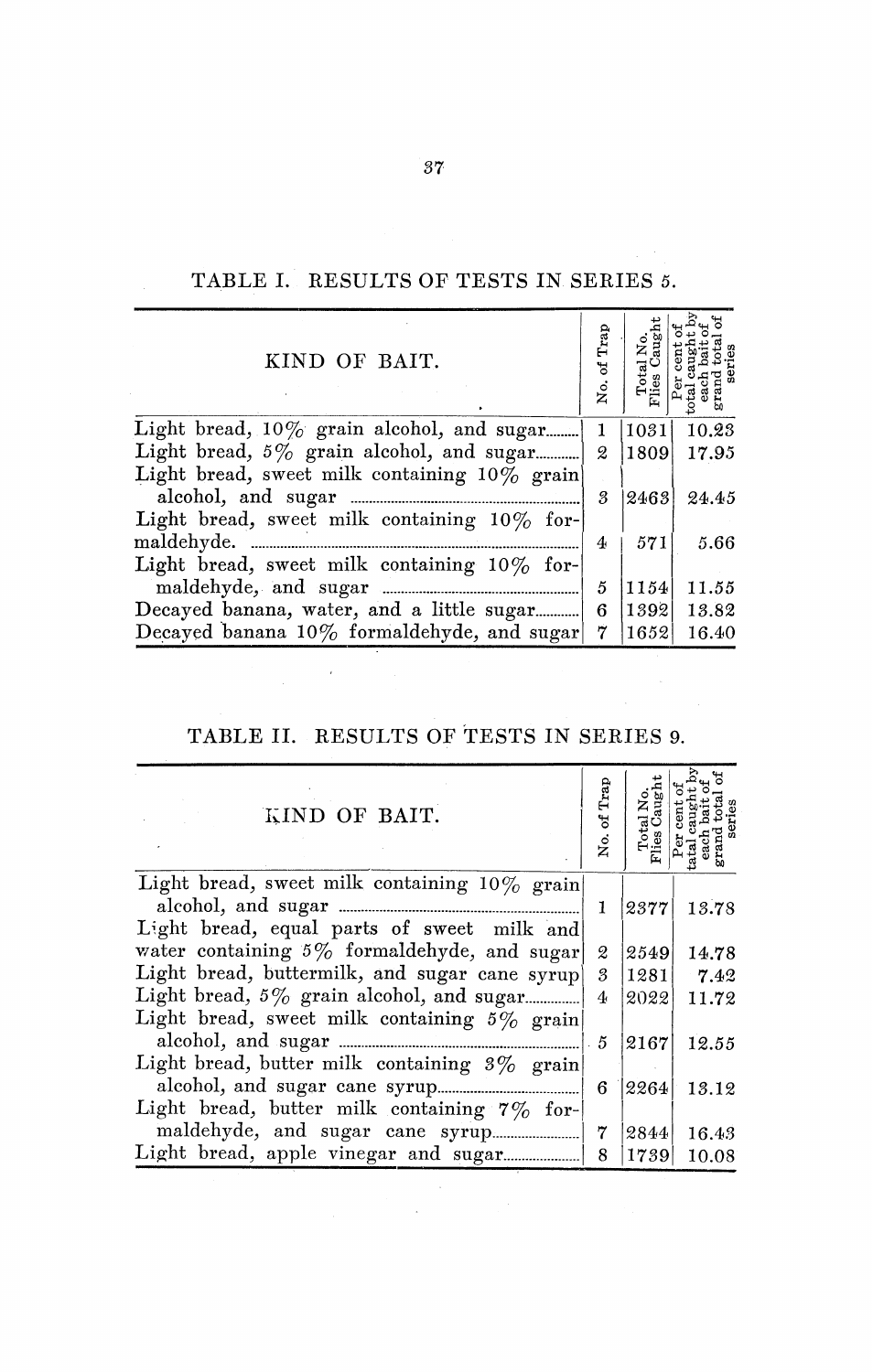## TABLE I. RESULTS OF TESTS IN SERIES 5.

| KIND OF BAIT. | No. of Trap | Total No. Flies Caught | Per cent of total caught by each bait of grand total of series |
|---|---|---|---|
| Light bread, 10% grain alcohol, and sugar | 1 | 1031 | 10.23 |
| Light bread, 5% grain alcohol, and sugar | 2 | 1809 | 17.95 |
| Light bread, sweet milk containing 10% grain alcohol, and sugar | 3 | 2463 | 24.45 |
| Light bread, sweet milk containing 10% formaldehyde. | 4 | 571 | 5.66 |
| Light bread, sweet milk containing 10% formaldehyde, and sugar | 5 | 1154 | 11.55 |
| Decayed banana, water, and a little sugar | 6 | 1392 | 13.82 |
| Decayed banana 10% formaldehyde, and sugar | 7 | 1652 | 16.40 |

## TABLE II. RESULTS OF TESTS IN SERIES 9.

| KIND OF BAIT. | No. of Trap | Total No. Flies Caught | Per cent of tatal caught by each bait of grand total of series |
|---|---|---|---|
| Light bread, sweet milk containing 10% grain alcohol, and sugar | 1 | 2377 | 13.78 |
| Light bread, equal parts of sweet milk and water containing 5% formaldehyde, and sugar | 2 | 2549 | 14.78 |
| Light bread, buttermilk, and sugar cane syrup | 3 | 1281 | 7.42 |
| Light bread, 5% grain alcohol, and sugar | 4 | 2022 | 11.72 |
| Light bread, sweet milk containing 5% grain alcohol, and sugar | 5 | 2167 | 12.55 |
| Light bread, butter milk containing 3% grain alcohol, and sugar cane syrup | 6 | 2264 | 13.12 |
| Light bread, butter milk containing 7% formaldehyde, and sugar cane syrup | 7 | 2844 | 16.43 |
| Light bread, apple vinegar and sugar | 8 | 1739 | 10.08 |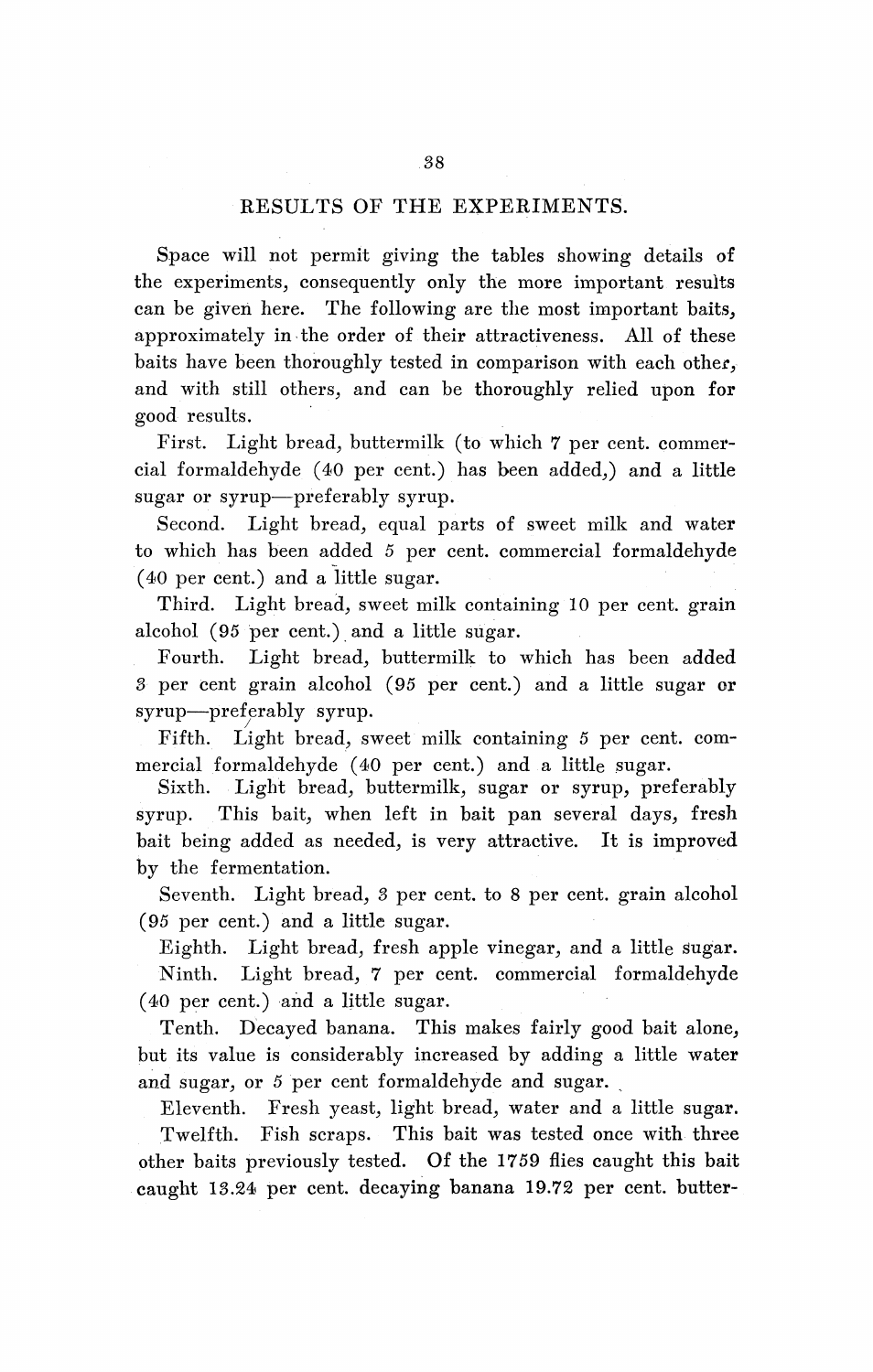## RESULTS OF THE EXPERIMENTS.

Space will not permit giving the tables showing details of the experiments, consequently only the more important results can be given here. The following are the most important baits, approximately in the order of their attractiveness. All of these baits have been thoroughly tested in comparison with each other, and with still others, and can be thoroughly relied upon for good results.

First. Light bread, buttermilk (to which 7 per cent. commercial formaldehyde (40 per cent.) has been added,) and a little sugar or syrup—preferably syrup.

Second. Light bread, equal parts of sweet milk and water to which has been added 5 per cent. commercial formaldehyde (40 per cent.) and a little sugar.

Third. Light bread, sweet milk containing 10 per cent. grain alcohol (95 per cent.) and a little sugar.

Fourth. Light bread, buttermilk to which has been added 3 per cent grain alcohol (95 per cent.) and a little sugar or syrup—preferably syrup.

Fifth. Light bread, sweet milk containing 5 per cent. commercial formaldehyde (40 per cent.) and a little sugar.

Sixth. Light bread, buttermilk, sugar or syrup, preferably syrup. This bait, when left in bait pan several days, fresh bait being added as needed, is very attractive. It is improved by the fermentation.

Seventh. Light bread, 3 per cent. to 8 per cent. grain alcohol (95 per cent.) and a little sugar.

Eighth. Light bread, fresh apple vinegar, and a little sugar.

Ninth. Light bread, 7 per cent. commercial formaldehyde (40 per cent.) and a little sugar.

Tenth. Decayed banana. This makes fairly good bait alone, but its value is considerably increased by adding a little water and sugar, or 5 per cent formaldehyde and sugar.

Eleventh. Fresh yeast, light bread, water and a little sugar.

Twelfth. Fish scraps. This bait was tested once with three other baits previously tested. Of the 1759 flies caught this bait caught 13.24 per cent. decaying banana 19.72 per cent. butter-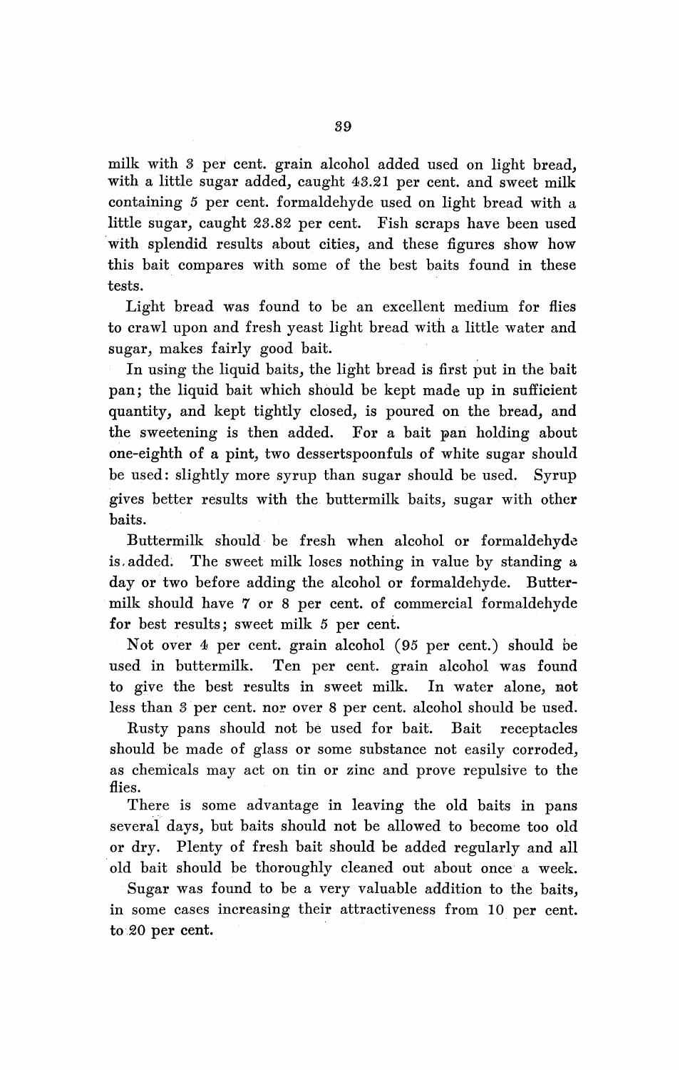milk with 3 per cent. grain alcohol added used on light bread, with a little sugar added, caught 43.21 per cent. and sweet milk containing 5 per cent. formaldehyde used on light bread with a little sugar, caught 23.82 per cent. Fish scraps have been used with splendid results about cities, and these figures show how this bait compares with some of the best baits found in these tests.

Light bread was found to be an excellent medium for flies to crawl upon and fresh yeast light bread with a little water and sugar, makes fairly good bait.

In using the liquid baits, the light bread is first put in the bait pan; the liquid bait which should be kept made up in sufficient quantity, and kept tightly closed, is poured on the bread, and the sweetening is then added. For a bait pan holding about one-eighth of a pint, two dessertspoonfuls of white sugar should be used: slightly more syrup than sugar should be used. Syrup gives better results with the buttermilk baits, sugar with other baits.

Buttermilk should be fresh when alcohol or formaldehyde is added. The sweet milk loses nothing in value by standing a day or two before adding the alcohol or formaldehyde. Buttermilk should have 7 or 8 per cent. of commercial formaldehyde for best results; sweet milk 5 per cent.

Not over 4 per cent. grain alcohol (95 per cent.) should be used in buttermilk. Ten per cent. grain alcohol was found to give the best results in sweet milk. In water alone, not less than 3 per cent. nor over 8 per cent. alcohol should be used.

Rusty pans should not be used for bait. Bait receptacles should be made of glass or some substance not easily corroded, as chemicals may act on tin or zinc and prove repulsive to the flies.

There is some advantage in leaving the old baits in pans several days, but baits should not be allowed to become too old or dry. Plenty of fresh bait should be added regularly and all old bait should be thoroughly cleaned out about once a week.

Sugar was found to be a very valuable addition to the baits, in some cases increasing their attractiveness from 10 per cent. to 20 per cent.